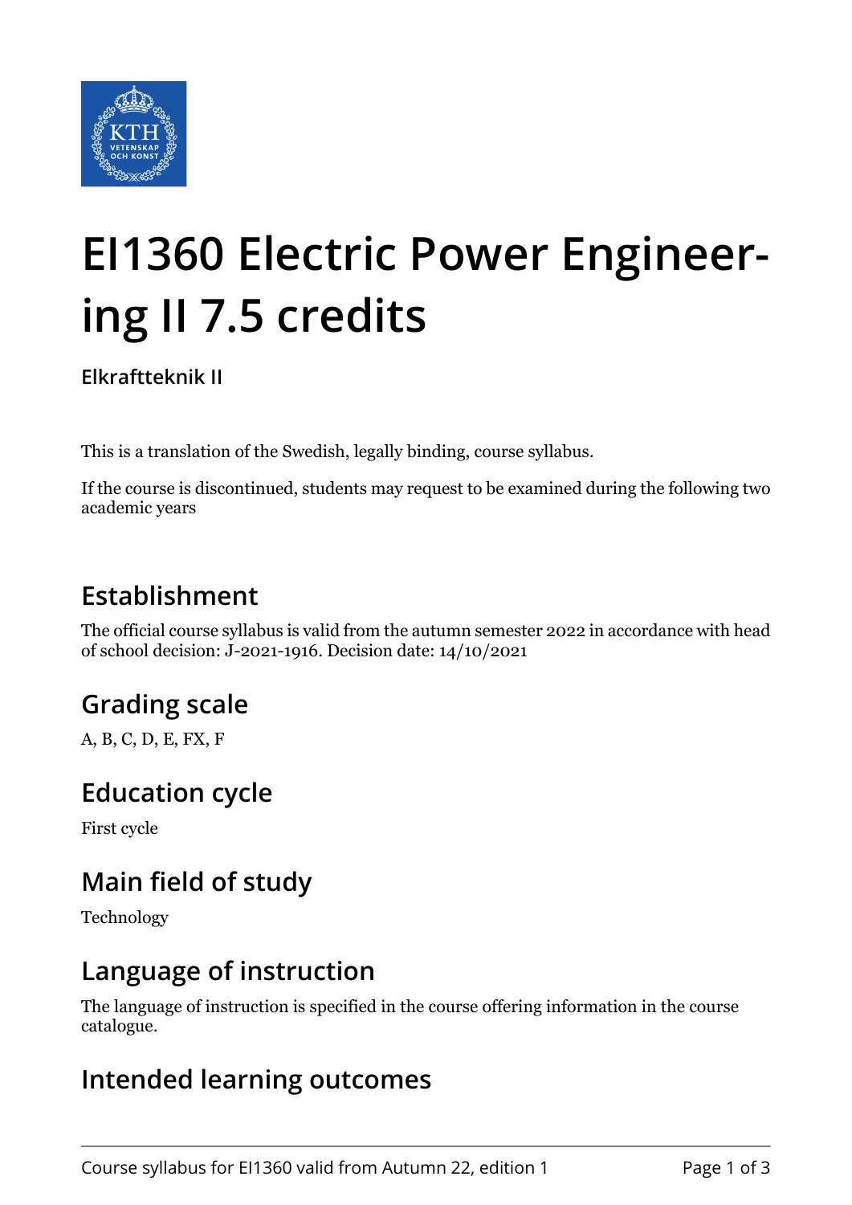# EI1360 Electric Power Engineering II 7.5 credits

**Elkraftteknik II**

This is a translation of the Swedish, legally binding, course syllabus.

If the course is discontinued, students may request to be examined during the following two academic years

## Establishment

The official course syllabus is valid from the autumn semester 2022 in accordance with head of school decision: J-2021-1916. Decision date: 14/10/2021

## Grading scale

A, B, C, D, E, FX, F

## Education cycle

First cycle

## Main field of study

Technology

## Language of instruction

The language of instruction is specified in the course offering information in the course catalogue.

## Intended learning outcomes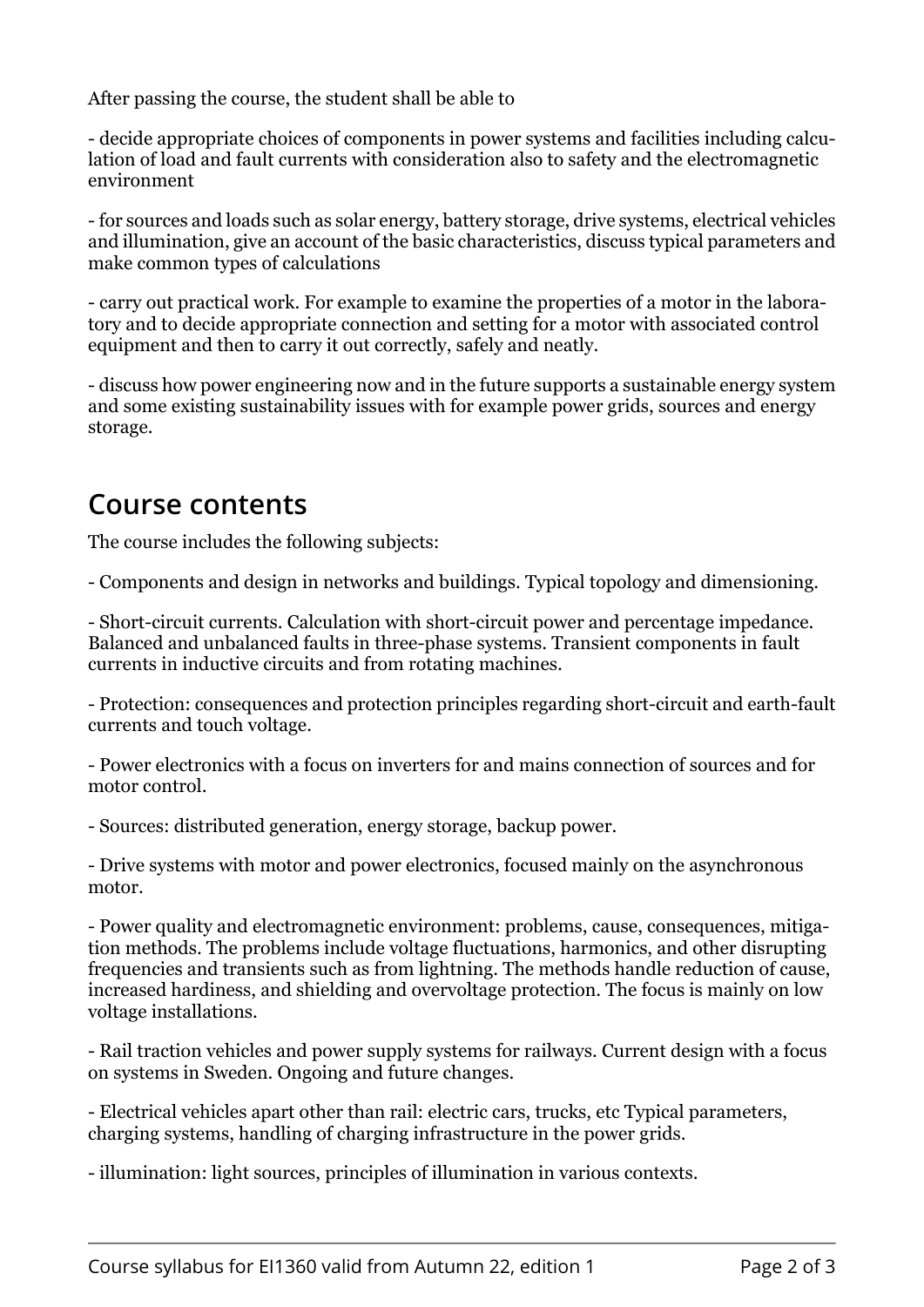After passing the course, the student shall be able to

- decide appropriate choices of components in power systems and facilities including calculation of load and fault currents with consideration also to safety and the electromagnetic environment

- for sources and loads such as solar energy, battery storage, drive systems, electrical vehicles and illumination, give an account of the basic characteristics, discuss typical parameters and make common types of calculations

- carry out practical work. For example to examine the properties of a motor in the laboratory and to decide appropriate connection and setting for a motor with associated control equipment and then to carry it out correctly, safely and neatly.

- discuss how power engineering now and in the future supports a sustainable energy system and some existing sustainability issues with for example power grids, sources and energy storage.

## Course contents

The course includes the following subjects:

- Components and design in networks and buildings. Typical topology and dimensioning.

- Short-circuit currents. Calculation with short-circuit power and percentage impedance. Balanced and unbalanced faults in three-phase systems. Transient components in fault currents in inductive circuits and from rotating machines.

- Protection: consequences and protection principles regarding short-circuit and earth-fault currents and touch voltage.

- Power electronics with a focus on inverters for and mains connection of sources and for motor control.

- Sources: distributed generation, energy storage, backup power.

- Drive systems with motor and power electronics, focused mainly on the asynchronous motor.

- Power quality and electromagnetic environment: problems, cause, consequences, mitigation methods. The problems include voltage fluctuations, harmonics, and other disrupting frequencies and transients such as from lightning. The methods handle reduction of cause, increased hardiness, and shielding and overvoltage protection. The focus is mainly on low voltage installations.

- Rail traction vehicles and power supply systems for railways. Current design with a focus on systems in Sweden. Ongoing and future changes.

- Electrical vehicles apart other than rail: electric cars, trucks, etc Typical parameters, charging systems, handling of charging infrastructure in the power grids.

- illumination: light sources, principles of illumination in various contexts.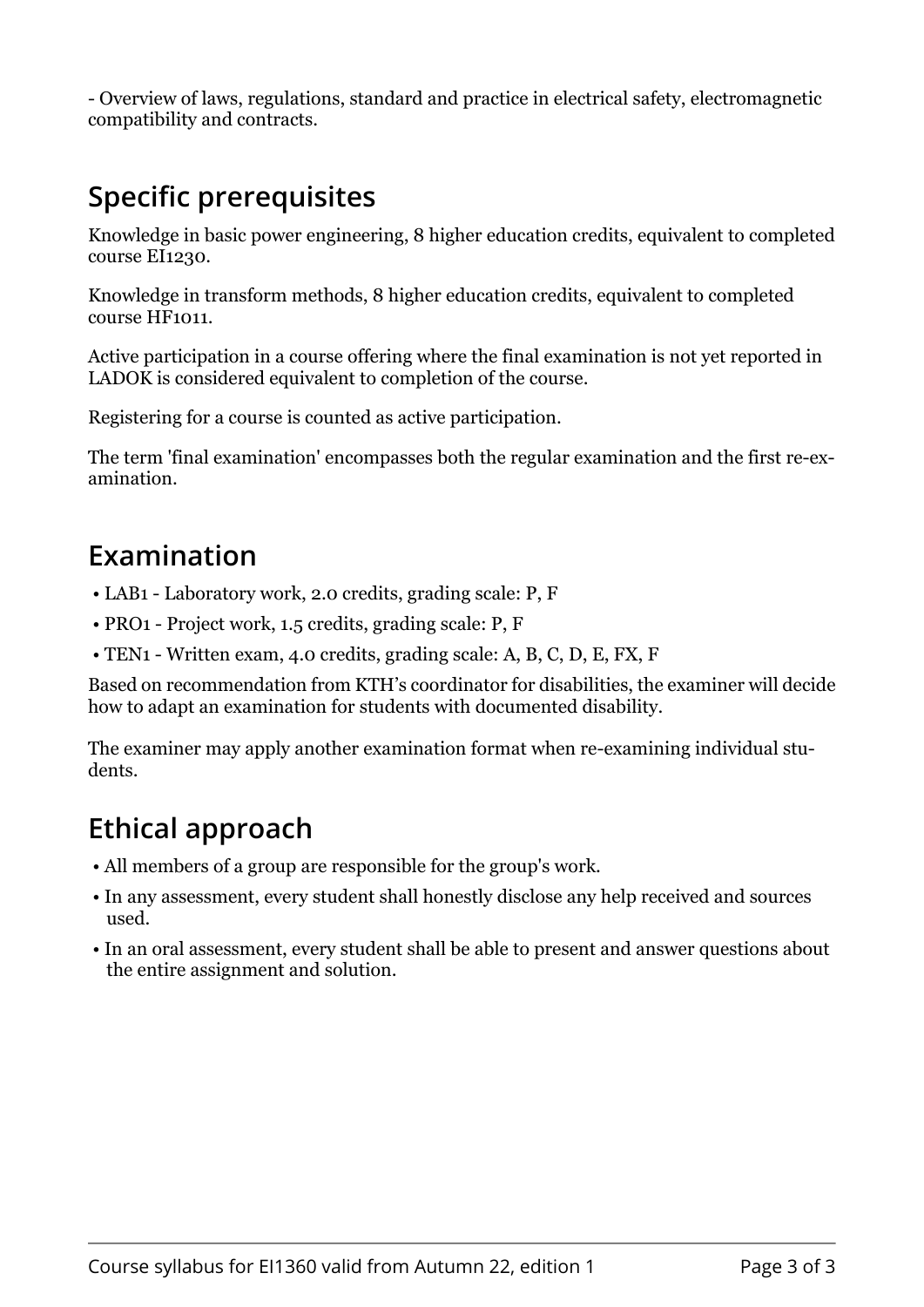- Overview of laws, regulations, standard and practice in electrical safety, electromagnetic compatibility and contracts.

## Specific prerequisites

Knowledge in basic power engineering, 8 higher education credits, equivalent to completed course EI1230.

Knowledge in transform methods, 8 higher education credits, equivalent to completed course HF1011.

Active participation in a course offering where the final examination is not yet reported in LADOK is considered equivalent to completion of the course.

Registering for a course is counted as active participation.

The term 'final examination' encompasses both the regular examination and the first re-examination.

## Examination

- LAB1 - Laboratory work, 2.0 credits, grading scale: P, F
- PRO1 - Project work, 1.5 credits, grading scale: P, F
- TEN1 - Written exam, 4.0 credits, grading scale: A, B, C, D, E, FX, F

Based on recommendation from KTH's coordinator for disabilities, the examiner will decide how to adapt an examination for students with documented disability.

The examiner may apply another examination format when re-examining individual students.

## Ethical approach

- All members of a group are responsible for the group's work.
- In any assessment, every student shall honestly disclose any help received and sources used.
- In an oral assessment, every student shall be able to present and answer questions about the entire assignment and solution.